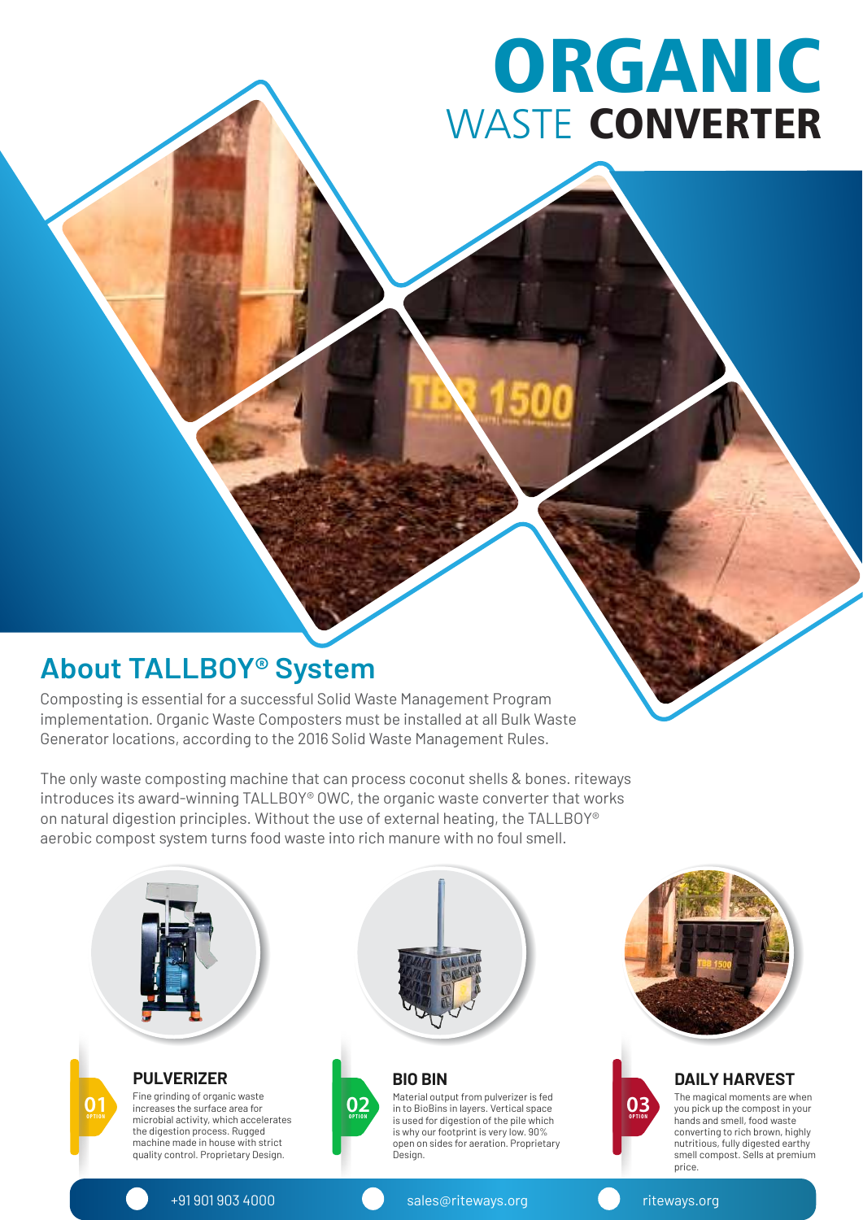# ORGANIC WASTE CONVERTER

## About TALLBOY® System

Composting is essential for a successful Solid Waste Management Program implementation. Organic Waste Composters must be installed at all Bulk Waste Generator locations, according to the 2016 Solid Waste Management Rules.

The only waste composting machine that can process coconut shells & bones. riteways introduces its award-winning TALLBOY® OWC, the organic waste converter that works on natural digestion principles. Without the use of external heating, the TALLBOY® aerobic compost system turns food waste into rich manure with no foul smell.

### 01 OPTION — PULVERIZER

Fine grinding of organic waste increases the surface area for microbial activity, which accelerates the digestion process. Rugged machine made in house with strict quality control. Proprietary Design.

### 02 OPTION — BIO BIN

Material output from pulverizer is fed in to BioBins in layers. Vertical space is used for digestion of the pile which is why our footprint is very low. 90% open on sides for aeration. Proprietary Design.

### 03 OPTION — DAILY HARVEST

The magical moments are when you pick up the compost in your hands and smell, food waste converting to rich brown, highly nutritious, fully digested earthy smell compost. Sells at premium price.

+91 901 903 4000 | sales@riteways.org | riteways.org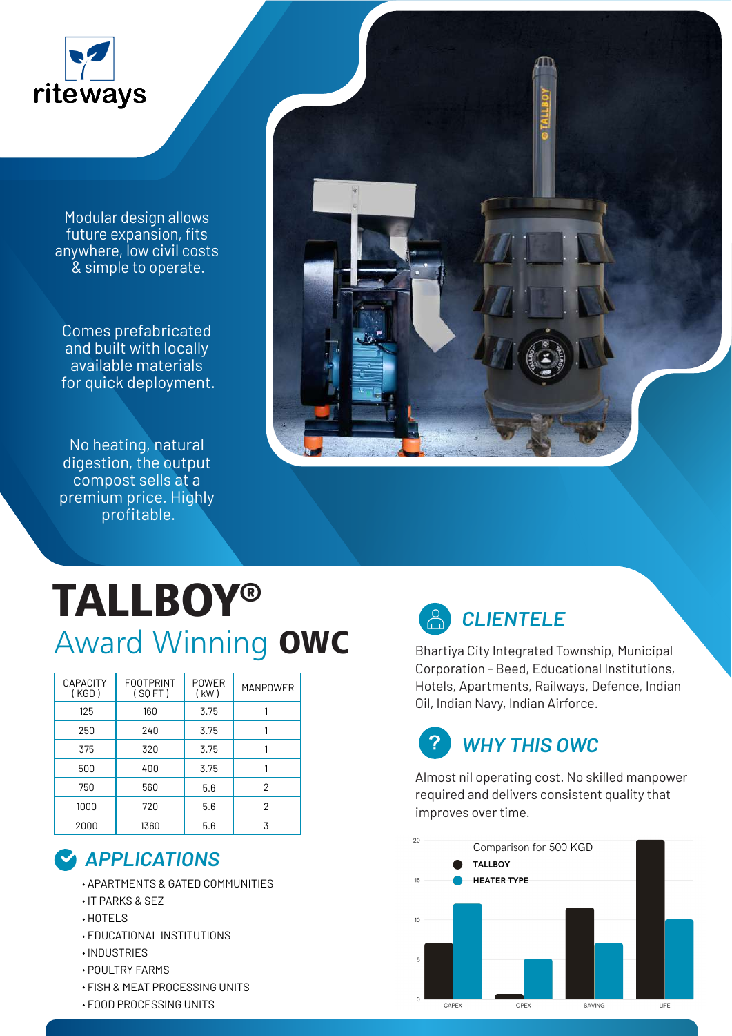riteways

Modular design allows future expansion, fits anywhere, low civil costs & simple to operate.

Comes prefabricated and built with locally available materials for quick deployment.

No heating, natural digestion, the output compost sells at a premium price. Highly profitable.

# TALLBOY®

## Award Winning **OWC**

| CAPACITY ( KGD ) | FOOTPRINT ( SQ FT ) | POWER ( kW ) | MANPOWER |
|---|---|---|---|
| 125 | 160 | 3.75 | 1 |
| 250 | 240 | 3.75 | 1 |
| 375 | 320 | 3.75 | 1 |
| 500 | 400 | 3.75 | 1 |
| 750 | 560 | 5.6 | 2 |
| 1000 | 720 | 5.6 | 2 |
| 2000 | 1360 | 5.6 | 3 |

## *APPLICATIONS*

- APARTMENTS & GATED COMMUNITIES
- IT PARKS & SEZ
- HOTELS
- EDUCATIONAL INSTITUTIONS
- INDUSTRIES
- POULTRY FARMS
- FISH & MEAT PROCESSING UNITS
- FOOD PROCESSING UNITS

## *CLIENTELE*

Bhartiya City Integrated Township, Municipal Corporation - Beed, Educational Institutions, Hotels, Apartments, Railways, Defence, Indian Oil, Indian Navy, Indian Airforce.

## *WHY THIS OWC*

Almost nil operating cost. No skilled manpower required and delivers consistent quality that improves over time.

Comparison for 500 KGD

TALLBOY

HEATER TYPE

20

15

10

5

0

CAPEX

OPEX

SAVING

LIFE